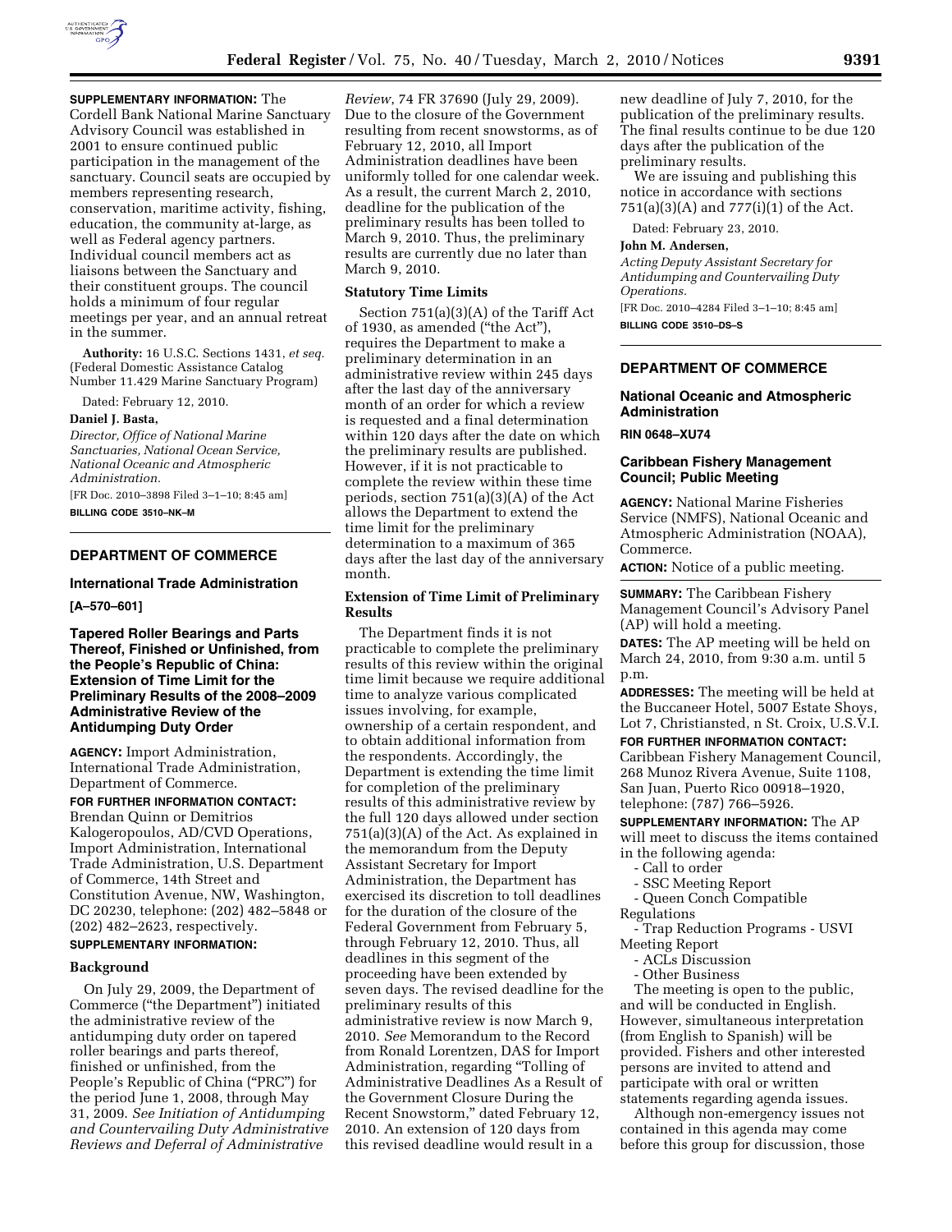**SUPPLEMENTARY INFORMATION:** The Cordell Bank National Marine Sanctuary Advisory Council was established in 2001 to ensure continued public participation in the management of the sanctuary. Council seats are occupied by members representing research, conservation, maritime activity, fishing, education, the community at-large, as well as Federal agency partners. Individual council members act as liaisons between the Sanctuary and their constituent groups. The council holds a minimum of four regular meetings per year, and an annual retreat in the summer.

**Authority:** 16 U.S.C. Sections 1431, *et seq.* (Federal Domestic Assistance Catalog Number 11.429 Marine Sanctuary Program)

Dated: February 12, 2010.

**Daniel J. Basta,**

*Director, Office of National Marine Sanctuaries, National Ocean Service, National Oceanic and Atmospheric Administration.*

[FR Doc. 2010–3898 Filed 3–1–10; 8:45 am]

**BILLING CODE 3510–NK–M**

## DEPARTMENT OF COMMERCE

### International Trade Administration

**[A–570–601]**

### Tapered Roller Bearings and Parts Thereof, Finished or Unfinished, from the People's Republic of China: Extension of Time Limit for the Preliminary Results of the 2008–2009 Administrative Review of the Antidumping Duty Order

**AGENCY:** Import Administration, International Trade Administration, Department of Commerce.

**FOR FURTHER INFORMATION CONTACT:** Brendan Quinn or Demitrios Kalogeropoulos, AD/CVD Operations, Import Administration, International Trade Administration, U.S. Department of Commerce, 14th Street and Constitution Avenue, NW, Washington, DC 20230, telephone: (202) 482–5848 or (202) 482–2623, respectively.

**SUPPLEMENTARY INFORMATION:**

#### Background

On July 29, 2009, the Department of Commerce ("the Department") initiated the administrative review of the antidumping duty order on tapered roller bearings and parts thereof, finished or unfinished, from the People's Republic of China ("PRC") for the period June 1, 2008, through May 31, 2009. *See Initiation of Antidumping and Countervailing Duty Administrative Reviews and Deferral of Administrative Review*, 74 FR 37690 (July 29, 2009). Due to the closure of the Government resulting from recent snowstorms, as of February 12, 2010, all Import Administration deadlines have been uniformly tolled for one calendar week. As a result, the current March 2, 2010, deadline for the publication of the preliminary results has been tolled to March 9, 2010. Thus, the preliminary results are currently due no later than March 9, 2010.

#### Statutory Time Limits

Section 751(a)(3)(A) of the Tariff Act of 1930, as amended ("the Act"), requires the Department to make a preliminary determination in an administrative review within 245 days after the last day of the anniversary month of an order for which a review is requested and a final determination within 120 days after the date on which the preliminary results are published. However, if it is not practicable to complete the review within these time periods, section 751(a)(3)(A) of the Act allows the Department to extend the time limit for the preliminary determination to a maximum of 365 days after the last day of the anniversary month.

#### Extension of Time Limit of Preliminary Results

The Department finds it is not practicable to complete the preliminary results of this review within the original time limit because we require additional time to analyze various complicated issues involving, for example, ownership of a certain respondent, and to obtain additional information from the respondents. Accordingly, the Department is extending the time limit for completion of the preliminary results of this administrative review by the full 120 days allowed under section 751(a)(3)(A) of the Act. As explained in the memorandum from the Deputy Assistant Secretary for Import Administration, the Department has exercised its discretion to toll deadlines for the duration of the closure of the Federal Government from February 5, through February 12, 2010. Thus, all deadlines in this segment of the proceeding have been extended by seven days. The revised deadline for the preliminary results of this administrative review is now March 9, 2010. *See* Memorandum to the Record from Ronald Lorentzen, DAS for Import Administration, regarding "Tolling of Administrative Deadlines As a Result of the Government Closure During the Recent Snowstorm," dated February 12, 2010. An extension of 120 days from this revised deadline would result in a new deadline of July 7, 2010, for the publication of the preliminary results. The final results continue to be due 120 days after the publication of the preliminary results.

We are issuing and publishing this notice in accordance with sections 751(a)(3)(A) and 777(i)(1) of the Act.

Dated: February 23, 2010.

**John M. Andersen,**

*Acting Deputy Assistant Secretary for Antidumping and Countervailing Duty Operations.*

[FR Doc. 2010–4284 Filed 3–1–10; 8:45 am]

**BILLING CODE 3510–DS–S**

## DEPARTMENT OF COMMERCE

### National Oceanic and Atmospheric Administration

**RIN 0648–XU74**

### Caribbean Fishery Management Council; Public Meeting

**AGENCY:** National Marine Fisheries Service (NMFS), National Oceanic and Atmospheric Administration (NOAA), Commerce.

**ACTION:** Notice of a public meeting.

**SUMMARY:** The Caribbean Fishery Management Council's Advisory Panel (AP) will hold a meeting.

**DATES:** The AP meeting will be held on March 24, 2010, from 9:30 a.m. until 5 p.m.

**ADDRESSES:** The meeting will be held at the Buccaneer Hotel, 5007 Estate Shoys, Lot 7, Christiansted, n St. Croix, U.S.V.I.

**FOR FURTHER INFORMATION CONTACT:** Caribbean Fishery Management Council, 268 Munoz Rivera Avenue, Suite 1108, San Juan, Puerto Rico 00918–1920, telephone: (787) 766–5926.

**SUPPLEMENTARY INFORMATION:** The AP will meet to discuss the items contained in the following agenda:

- Call to order
- SSC Meeting Report
- Queen Conch Compatible Regulations
- Trap Reduction Programs - USVI Meeting Report
- ACLs Discussion
- Other Business

The meeting is open to the public, and will be conducted in English. However, simultaneous interpretation (from English to Spanish) will be provided. Fishers and other interested persons are invited to attend and participate with oral or written statements regarding agenda issues.

Although non-emergency issues not contained in this agenda may come before this group for discussion, those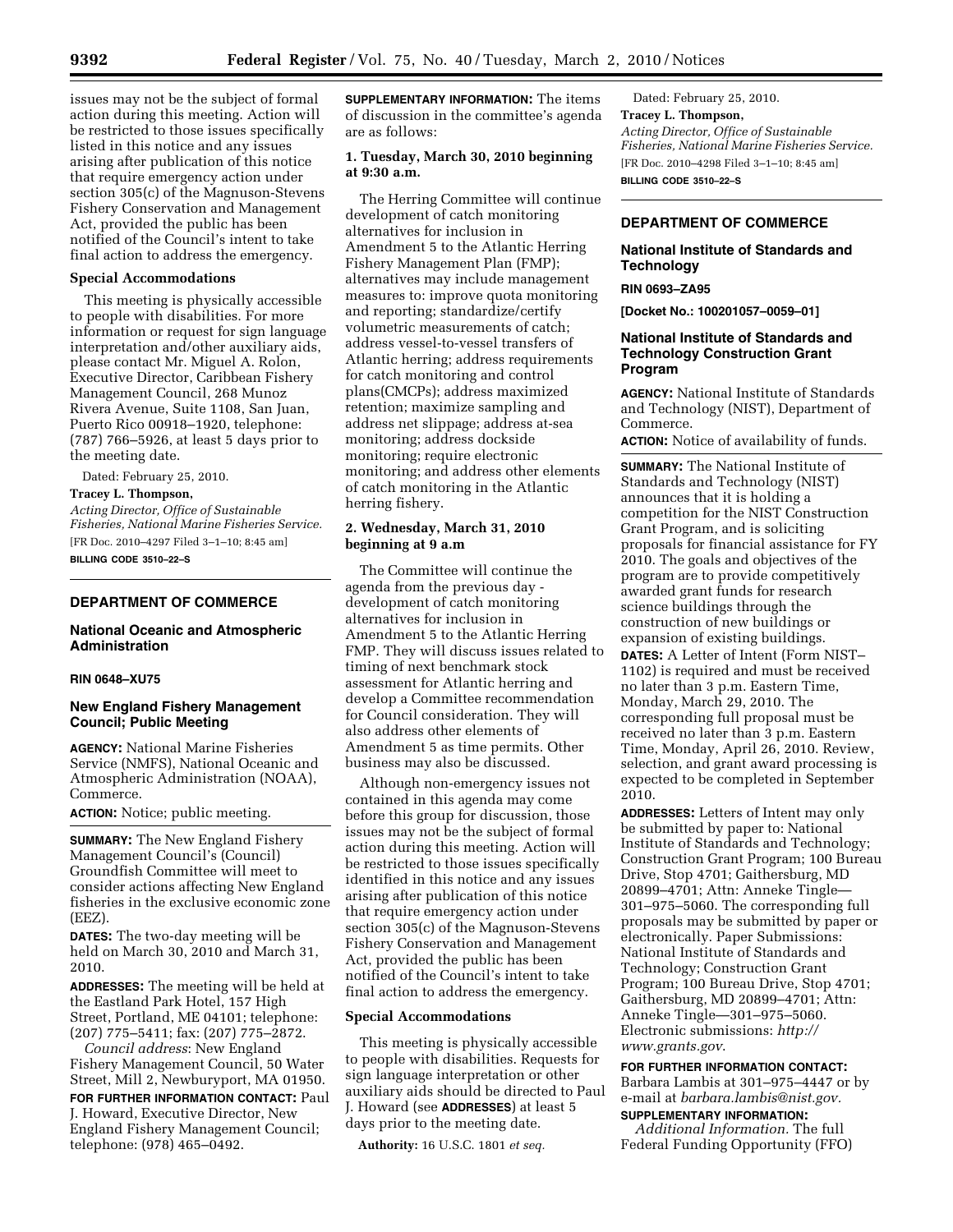issues may not be the subject of formal action during this meeting. Action will be restricted to those issues specifically listed in this notice and any issues arising after publication of this notice that require emergency action under section 305(c) of the Magnuson-Stevens Fishery Conservation and Management Act, provided the public has been notified of the Council's intent to take final action to address the emergency.

### Special Accommodations

This meeting is physically accessible to people with disabilities. For more information or request for sign language interpretation and/other auxiliary aids, please contact Mr. Miguel A. Rolon, Executive Director, Caribbean Fishery Management Council, 268 Munoz Rivera Avenue, Suite 1108, San Juan, Puerto Rico 00918–1920, telephone: (787) 766–5926, at least 5 days prior to the meeting date.

Dated: February 25, 2010.

**Tracey L. Thompson,**

*Acting Director, Office of Sustainable Fisheries, National Marine Fisheries Service.*

[FR Doc. 2010–4297 Filed 3–1–10; 8:45 am]

**BILLING CODE 3510–22–S**

---

## DEPARTMENT OF COMMERCE

### National Oceanic and Atmospheric Administration

**RIN 0648–XU75**

### New England Fishery Management Council; Public Meeting

**AGENCY:** National Marine Fisheries Service (NMFS), National Oceanic and Atmospheric Administration (NOAA), Commerce.

**ACTION:** Notice; public meeting.

**SUMMARY:** The New England Fishery Management Council's (Council) Groundfish Committee will meet to consider actions affecting New England fisheries in the exclusive economic zone (EEZ).

**DATES:** The two-day meeting will be held on March 30, 2010 and March 31, 2010.

**ADDRESSES:** The meeting will be held at the Eastland Park Hotel, 157 High Street, Portland, ME 04101; telephone: (207) 775–5411; fax: (207) 775–2872.

*Council address*: New England Fishery Management Council, 50 Water Street, Mill 2, Newburyport, MA 01950.

**FOR FURTHER INFORMATION CONTACT:** Paul J. Howard, Executive Director, New England Fishery Management Council; telephone: (978) 465–0492.

**SUPPLEMENTARY INFORMATION:** The items of discussion in the committee's agenda are as follows:

#### 1. Tuesday, March 30, 2010 beginning at 9:30 a.m.

The Herring Committee will continue development of catch monitoring alternatives for inclusion in Amendment 5 to the Atlantic Herring Fishery Management Plan (FMP); alternatives may include management measures to: improve quota monitoring and reporting; standardize/certify volumetric measurements of catch; address vessel-to-vessel transfers of Atlantic herring; address requirements for catch monitoring and control plans(CMCPs); address maximized retention; maximize sampling and address net slippage; address at-sea monitoring; address dockside monitoring; require electronic monitoring; and address other elements of catch monitoring in the Atlantic herring fishery.

#### 2. Wednesday, March 31, 2010 beginning at 9 a.m

The Committee will continue the agenda from the previous day - development of catch monitoring alternatives for inclusion in Amendment 5 to the Atlantic Herring FMP. They will discuss issues related to timing of next benchmark stock assessment for Atlantic herring and develop a Committee recommendation for Council consideration. They will also address other elements of Amendment 5 as time permits. Other business may also be discussed.

Although non-emergency issues not contained in this agenda may come before this group for discussion, those issues may not be the subject of formal action during this meeting. Action will be restricted to those issues specifically identified in this notice and any issues arising after publication of this notice that require emergency action under section 305(c) of the Magnuson-Stevens Fishery Conservation and Management Act, provided the public has been notified of the Council's intent to take final action to address the emergency.

### Special Accommodations

This meeting is physically accessible to people with disabilities. Requests for sign language interpretation or other auxiliary aids should be directed to Paul J. Howard (see **ADDRESSES**) at least 5 days prior to the meeting date.

**Authority:** 16 U.S.C. 1801 *et seq.*

Dated: February 25, 2010.

**Tracey L. Thompson,**

*Acting Director, Office of Sustainable Fisheries, National Marine Fisheries Service.*

[FR Doc. 2010–4298 Filed 3–1–10; 8:45 am]

**BILLING CODE 3510–22–S**

---

## DEPARTMENT OF COMMERCE

### National Institute of Standards and Technology

**RIN 0693–ZA95**

**[Docket No.: 100201057–0059–01]**

### National Institute of Standards and Technology Construction Grant Program

**AGENCY:** National Institute of Standards and Technology (NIST), Department of Commerce.

**ACTION:** Notice of availability of funds.

**SUMMARY:** The National Institute of Standards and Technology (NIST) announces that it is holding a competition for the NIST Construction Grant Program, and is soliciting proposals for financial assistance for FY 2010. The goals and objectives of the program are to provide competitively awarded grant funds for research science buildings through the construction of new buildings or expansion of existing buildings.

**DATES:** A Letter of Intent (Form NIST–1102) is required and must be received no later than 3 p.m. Eastern Time, Monday, March 29, 2010. The corresponding full proposal must be received no later than 3 p.m. Eastern Time, Monday, April 26, 2010. Review, selection, and grant award processing is expected to be completed in September 2010.

**ADDRESSES:** Letters of Intent may only be submitted by paper to: National Institute of Standards and Technology; Construction Grant Program; 100 Bureau Drive, Stop 4701; Gaithersburg, MD 20899–4701; Attn: Anneke Tingle—301–975–5060. The corresponding full proposals may be submitted by paper or electronically. Paper Submissions: National Institute of Standards and Technology; Construction Grant Program; 100 Bureau Drive, Stop 4701; Gaithersburg, MD 20899–4701; Attn: Anneke Tingle—301–975–5060. Electronic submissions: *http://www.grants.gov*.

**FOR FURTHER INFORMATION CONTACT:** Barbara Lambis at 301–975–4447 or by e-mail at *barbara.lambis@nist.gov*.

**SUPPLEMENTARY INFORMATION:**

*Additional Information.* The full Federal Funding Opportunity (FFO)